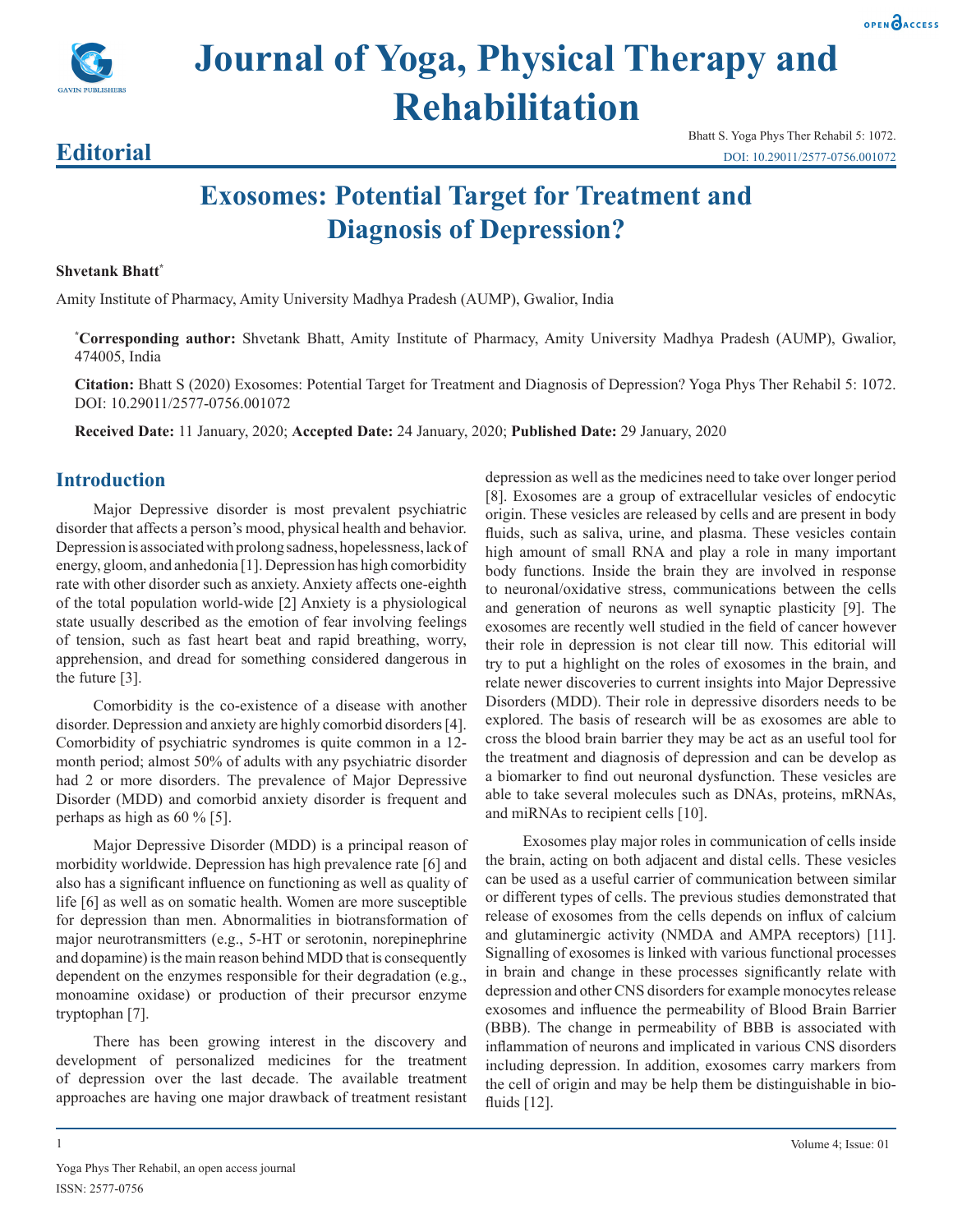# Journal of Yoga, Physical Therapy and Rehabilitation

## Editorial

Bhatt S. Yoga Phys Ther Rehabil 5: 1072.
DOI: 10.29011/2577-0756.001072

# Exosomes: Potential Target for Treatment and Diagnosis of Depression?

**Shvetank Bhatt***

Amity Institute of Pharmacy, Amity University Madhya Pradesh (AUMP), Gwalior, India

***Corresponding author:** Shvetank Bhatt, Amity Institute of Pharmacy, Amity University Madhya Pradesh (AUMP), Gwalior, 474005, India

**Citation:** Bhatt S (2020) Exosomes: Potential Target for Treatment and Diagnosis of Depression? Yoga Phys Ther Rehabil 5: 1072. DOI: 10.29011/2577-0756.001072

**Received Date:** 11 January, 2020; **Accepted Date:** 24 January, 2020; **Published Date:** 29 January, 2020

## Introduction

Major Depressive disorder is most prevalent psychiatric disorder that affects a person's mood, physical health and behavior. Depression is associated with prolong sadness, hopelessness, lack of energy, gloom, and anhedonia [1]. Depression has high comorbidity rate with other disorder such as anxiety. Anxiety affects one-eighth of the total population world-wide [2] Anxiety is a physiological state usually described as the emotion of fear involving feelings of tension, such as fast heart beat and rapid breathing, worry, apprehension, and dread for something considered dangerous in the future [3].

Comorbidity is the co-existence of a disease with another disorder. Depression and anxiety are highly comorbid disorders [4]. Comorbidity of psychiatric syndromes is quite common in a 12-month period; almost 50% of adults with any psychiatric disorder had 2 or more disorders. The prevalence of Major Depressive Disorder (MDD) and comorbid anxiety disorder is frequent and perhaps as high as 60 % [5].

Major Depressive Disorder (MDD) is a principal reason of morbidity worldwide. Depression has high prevalence rate [6] and also has a significant influence on functioning as well as quality of life [6] as well as on somatic health. Women are more susceptible for depression than men. Abnormalities in biotransformation of major neurotransmitters (e.g., 5-HT or serotonin, norepinephrine and dopamine) is the main reason behind MDD that is consequently dependent on the enzymes responsible for their degradation (e.g., monoamine oxidase) or production of their precursor enzyme tryptophan [7].

There has been growing interest in the discovery and development of personalized medicines for the treatment of depression over the last decade. The available treatment approaches are having one major drawback of treatment resistant depression as well as the medicines need to take over longer period [8]. Exosomes are a group of extracellular vesicles of endocytic origin. These vesicles are released by cells and are present in body fluids, such as saliva, urine, and plasma. These vesicles contain high amount of small RNA and play a role in many important body functions. Inside the brain they are involved in response to neuronal/oxidative stress, communications between the cells and generation of neurons as well synaptic plasticity [9]. The exosomes are recently well studied in the field of cancer however their role in depression is not clear till now. This editorial will try to put a highlight on the roles of exosomes in the brain, and relate newer discoveries to current insights into Major Depressive Disorders (MDD). Their role in depressive disorders needs to be explored. The basis of research will be as exosomes are able to cross the blood brain barrier they may be act as an useful tool for the treatment and diagnosis of depression and can be develop as a biomarker to find out neuronal dysfunction. These vesicles are able to take several molecules such as DNAs, proteins, mRNAs, and miRNAs to recipient cells [10].

Exosomes play major roles in communication of cells inside the brain, acting on both adjacent and distal cells. These vesicles can be used as a useful carrier of communication between similar or different types of cells. The previous studies demonstrated that release of exosomes from the cells depends on influx of calcium and glutaminergic activity (NMDA and AMPA receptors) [11]. Signalling of exosomes is linked with various functional processes in brain and change in these processes significantly relate with depression and other CNS disorders for example monocytes release exosomes and influence the permeability of Blood Brain Barrier (BBB). The change in permeability of BBB is associated with inflammation of neurons and implicated in various CNS disorders including depression. In addition, exosomes carry markers from the cell of origin and may be help them be distinguishable in bio-fluids [12].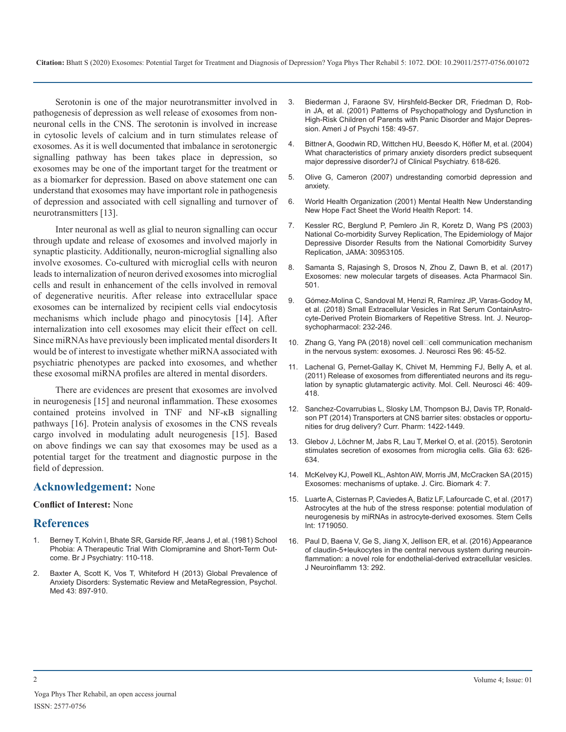Serotonin is one of the major neurotransmitter involved in pathogenesis of depression as well release of exosomes from non-neuronal cells in the CNS. The serotonin is involved in increase in cytosolic levels of calcium and in turn stimulates release of exosomes. As it is well documented that imbalance in serotonergic signalling pathway has been takes place in depression, so exosomes may be one of the important target for the treatment or as a biomarker for depression. Based on above statement one can understand that exosomes may have important role in pathogenesis of depression and associated with cell signalling and turnover of neurotransmitters [13].

Inter neuronal as well as glial to neuron signalling can occur through update and release of exosomes and involved majorly in synaptic plasticity. Additionally, neuron-microglial signalling also involve exosomes. Co-cultured with microglial cells with neuron leads to internalization of neuron derived exosomes into microglial cells and result in enhancement of the cells involved in removal of degenerative neuritis. After release into extracellular space exosomes can be internalized by recipient cells vial endocytosis mechanisms which include phago and pinocytosis [14]. After internalization into cell exosomes may elicit their effect on cell. Since miRNAs have previously been implicated mental disorders It would be of interest to investigate whether miRNA associated with psychiatric phenotypes are packed into exosomes, and whether these exosomal miRNA profiles are altered in mental disorders.

There are evidences are present that exosomes are involved in neurogenesis [15] and neuronal inflammation. These exosomes contained proteins involved in TNF and NF-κB signalling pathways [16]. Protein analysis of exosomes in the CNS reveals cargo involved in modulating adult neurogenesis [15]. Based on above findings we can say that exosomes may be used as a potential target for the treatment and diagnostic purpose in the field of depression.

## Acknowledgement: None

**Conflict of Interest:** None

## References

1. Berney T, Kolvin I, Bhate SR, Garside RF, Jeans J, et al. (1981) School Phobia: A Therapeutic Trial With Clomipramine and Short-Term Outcome. Br J Psychiatry: 110-118.
2. Baxter A, Scott K, Vos T, Whiteford H (2013) Global Prevalence of Anxiety Disorders: Systematic Review and MetaRegression, Psychol. Med 43: 897-910.
3. Biederman J, Faraone SV, Hirshfeld-Becker DR, Friedman D, Robin JA, et al. (2001) Patterns of Psychopathology and Dysfunction in High-Risk Children of Parents with Panic Disorder and Major Depression. Ameri J of Psychi 158: 49-57.
4. Bittner A, Goodwin RD, Wittchen HU, Beesdo K, Höfler M, et al. (2004) What characteristics of primary anxiety disorders predict subsequent major depressive disorder?J of Clinical Psychiatry. 618-626.
5. Olive G, Cameron (2007) undrestanding comorbid depression and anxiety.
6. World Health Organization (2001) Mental Health New Understanding New Hope Fact Sheet the World Health Report: 14.
7. Kessler RC, Berglund P, Pemlero Jin R, Koretz D, Wang PS (2003) National Co-morbidity Survey Replication, The Epidemiology of Major Depressive Disorder Results from the National Comorbidity Survey Replication, JAMA: 30953105.
8. Samanta S, Rajasingh S, Drosos N, Zhou Z, Dawn B, et al. (2017) Exosomes: new molecular targets of diseases. Acta Pharmacol Sin. 501.
9. Gómez-Molina C, Sandoval M, Henzi R, Ramírez JP, Varas-Godoy M, et al. (2018) Small Extracellular Vesicles in Rat Serum ContainAstrocyte-Derived Protein Biomarkers of Repetitive Stress. Int. J. Neuropsychopharmacol: 232-246.
10. Zhang G, Yang PA (2018) novel cell□cell communication mechanism in the nervous system: exosomes. J. Neurosci Res 96: 45-52.
11. Lachenal G, Pernet-Gallay K, Chivet M, Hemming FJ, Belly A, et al. (2011) Release of exosomes from differentiated neurons and its regulation by synaptic glutamatergic activity. Mol. Cell. Neurosci 46: 409-418.
12. Sanchez-Covarrubias L, Slosky LM, Thompson BJ, Davis TP, Ronaldson PT (2014) Transporters at CNS barrier sites: obstacles or opportunities for drug delivery? Curr. Pharm: 1422-1449.
13. Glebov J, Löchner M, Jabs R, Lau T, Merkel O, et al. (2015). Serotonin stimulates secretion of exosomes from microglia cells. Glia 63: 626-634.
14. McKelvey KJ, Powell KL, Ashton AW, Morris JM, McCracken SA (2015) Exosomes: mechanisms of uptake. J. Circ. Biomark 4: 7.
15. Luarte A, Cisternas P, Caviedes A, Batiz LF, Lafourcade C, et al. (2017) Astrocytes at the hub of the stress response: potential modulation of neurogenesis by miRNAs in astrocyte-derived exosomes. Stem Cells Int: 1719050.
16. Paul D, Baena V, Ge S, Jiang X, Jellison ER, et al. (2016) Appearance of claudin-5+leukocytes in the central nervous system during neuroinflammation: a novel role for endothelial-derived extracellular vesicles. J Neuroinflamm 13: 292.